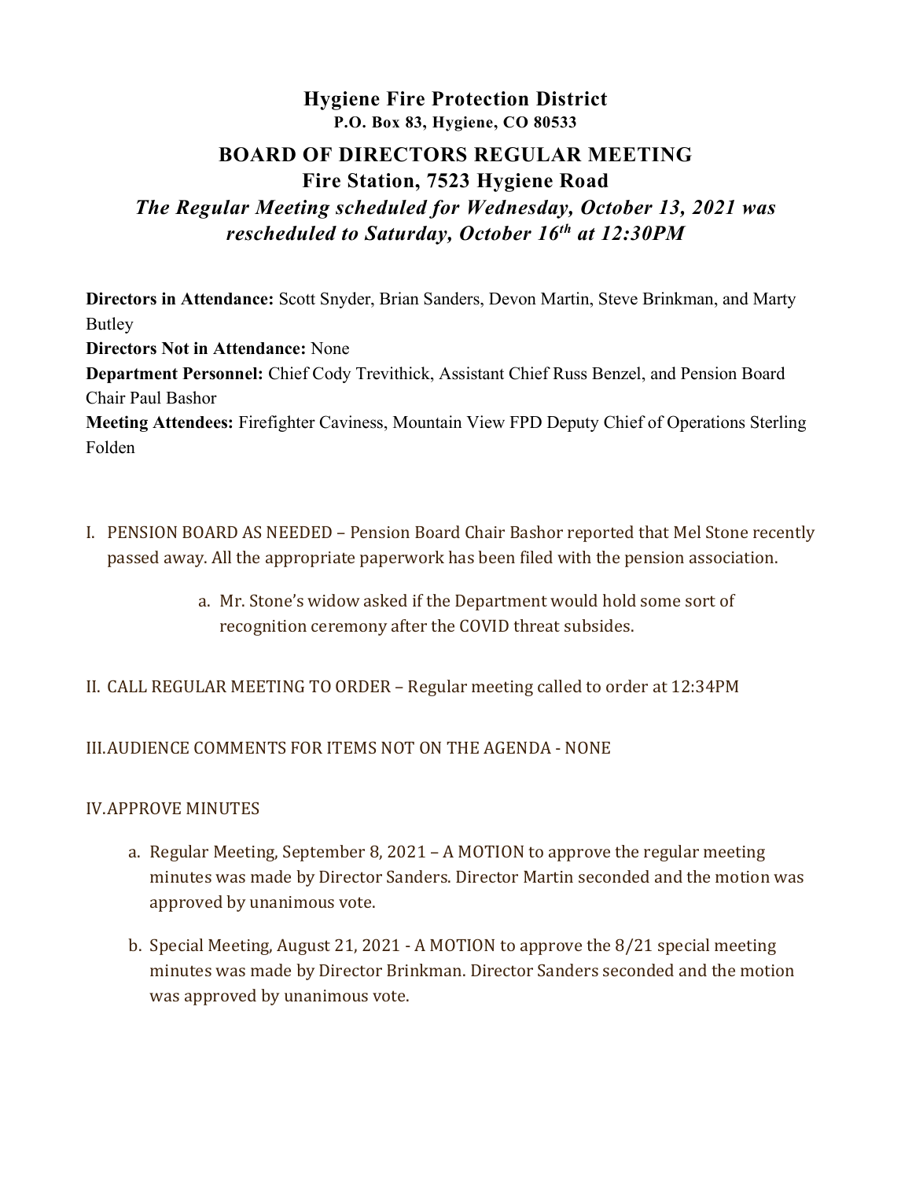# Hygiene Fire Protection District

**P.O. Box 83, Hygiene, CO 80533**

## BOARD OF DIRECTORS REGULAR MEETING

## Fire Station, 7523 Hygiene Road

***The Regular Meeting scheduled for Wednesday, October 13, 2021 was rescheduled to Saturday, October 16th at 12:30PM***

**Directors in Attendance:** Scott Snyder, Brian Sanders, Devon Martin, Steve Brinkman, and Marty Butley

**Directors Not in Attendance:** None

**Department Personnel:** Chief Cody Trevithick, Assistant Chief Russ Benzel, and Pension Board Chair Paul Bashor

**Meeting Attendees:** Firefighter Caviness, Mountain View FPD Deputy Chief of Operations Sterling Folden

I. PENSION BOARD AS NEEDED – Pension Board Chair Bashor reported that Mel Stone recently passed away. All the appropriate paperwork has been filed with the pension association.

   a. Mr. Stone's widow asked if the Department would hold some sort of recognition ceremony after the COVID threat subsides.

II. CALL REGULAR MEETING TO ORDER – Regular meeting called to order at 12:34PM

III. AUDIENCE COMMENTS FOR ITEMS NOT ON THE AGENDA - NONE

IV. APPROVE MINUTES

   a. Regular Meeting, September 8, 2021 – A MOTION to approve the regular meeting minutes was made by Director Sanders. Director Martin seconded and the motion was approved by unanimous vote.

   b. Special Meeting, August 21, 2021 - A MOTION to approve the 8/21 special meeting minutes was made by Director Brinkman. Director Sanders seconded and the motion was approved by unanimous vote.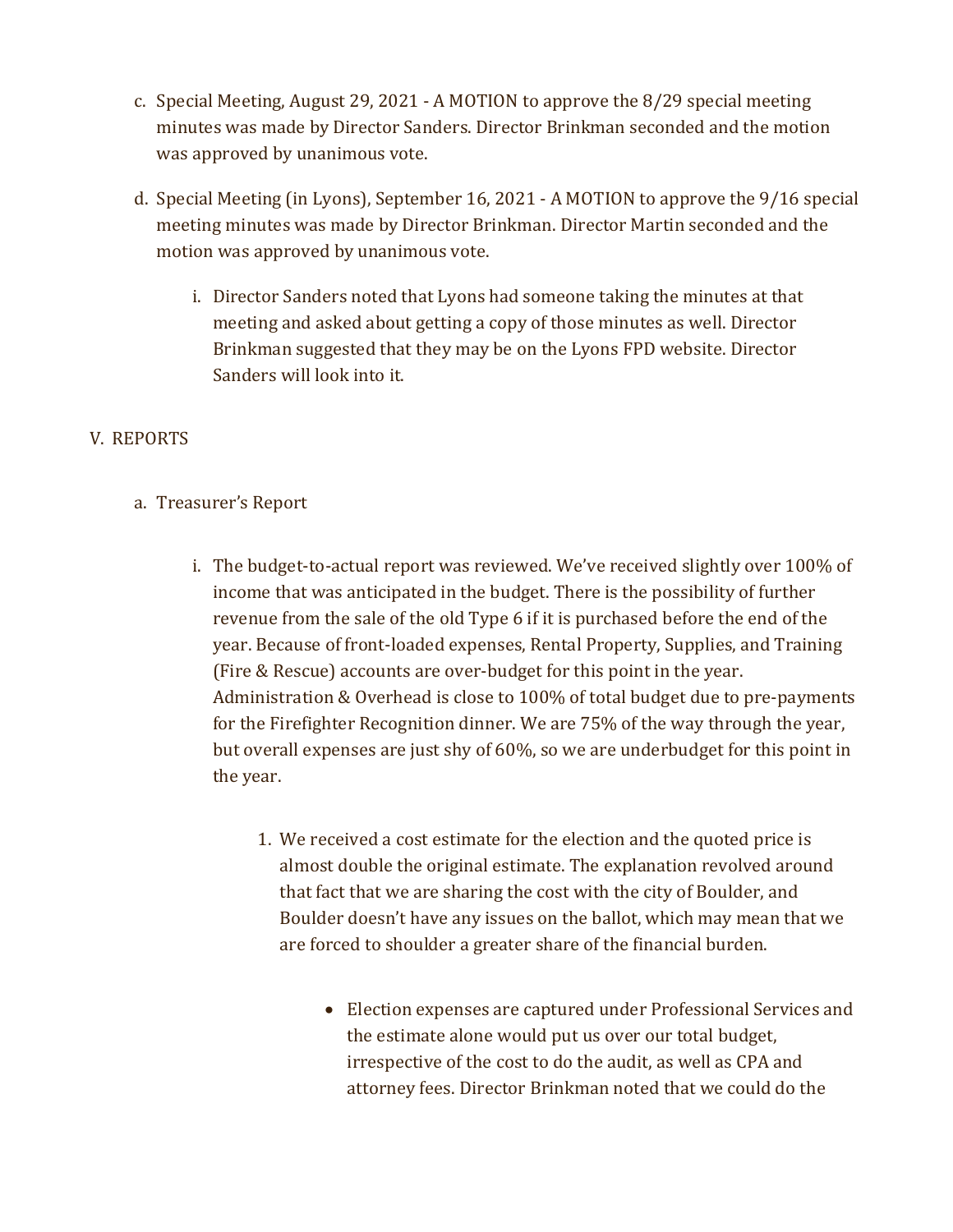c. Special Meeting, August 29, 2021 - A MOTION to approve the 8/29 special meeting minutes was made by Director Sanders. Director Brinkman seconded and the motion was approved by unanimous vote.

d. Special Meeting (in Lyons), September 16, 2021 - A MOTION to approve the 9/16 special meeting minutes was made by Director Brinkman. Director Martin seconded and the motion was approved by unanimous vote.

   i. Director Sanders noted that Lyons had someone taking the minutes at that meeting and asked about getting a copy of those minutes as well. Director Brinkman suggested that they may be on the Lyons FPD website. Director Sanders will look into it.

V. REPORTS

a. Treasurer's Report

   i. The budget-to-actual report was reviewed. We've received slightly over 100% of income that was anticipated in the budget. There is the possibility of further revenue from the sale of the old Type 6 if it is purchased before the end of the year. Because of front-loaded expenses, Rental Property, Supplies, and Training (Fire & Rescue) accounts are over-budget for this point in the year. Administration & Overhead is close to 100% of total budget due to pre-payments for the Firefighter Recognition dinner. We are 75% of the way through the year, but overall expenses are just shy of 60%, so we are underbudget for this point in the year.

      1. We received a cost estimate for the election and the quoted price is almost double the original estimate. The explanation revolved around that fact that we are sharing the cost with the city of Boulder, and Boulder doesn't have any issues on the ballot, which may mean that we are forced to shoulder a greater share of the financial burden.

         - Election expenses are captured under Professional Services and the estimate alone would put us over our total budget, irrespective of the cost to do the audit, as well as CPA and attorney fees. Director Brinkman noted that we could do the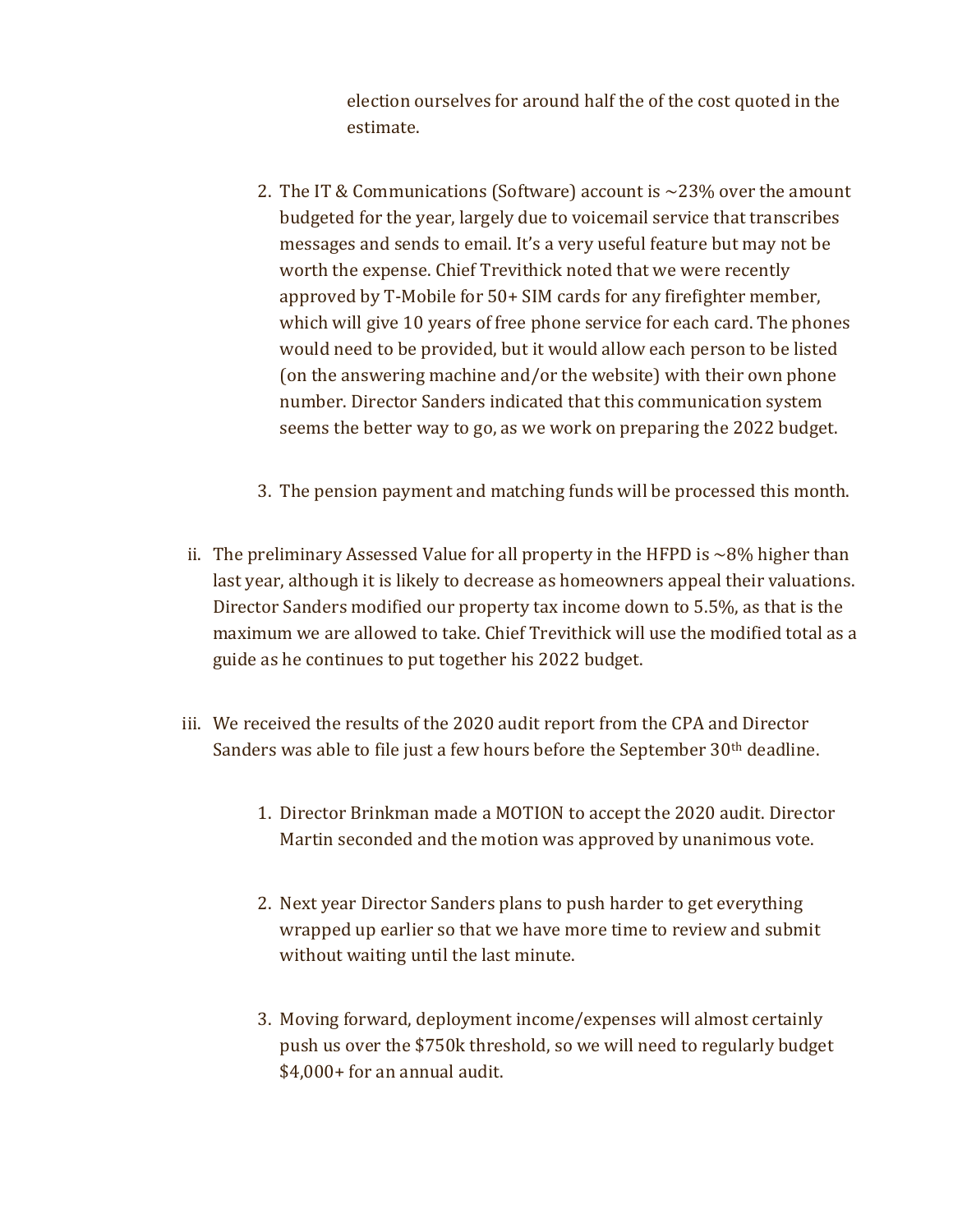election ourselves for around half the of the cost quoted in the estimate.

2. The IT & Communications (Software) account is ~23% over the amount budgeted for the year, largely due to voicemail service that transcribes messages and sends to email. It's a very useful feature but may not be worth the expense. Chief Trevithick noted that we were recently approved by T-Mobile for 50+ SIM cards for any firefighter member, which will give 10 years of free phone service for each card. The phones would need to be provided, but it would allow each person to be listed (on the answering machine and/or the website) with their own phone number. Director Sanders indicated that this communication system seems the better way to go, as we work on preparing the 2022 budget.

3. The pension payment and matching funds will be processed this month.

ii. The preliminary Assessed Value for all property in the HFPD is ~8% higher than last year, although it is likely to decrease as homeowners appeal their valuations. Director Sanders modified our property tax income down to 5.5%, as that is the maximum we are allowed to take. Chief Trevithick will use the modified total as a guide as he continues to put together his 2022 budget.

iii. We received the results of the 2020 audit report from the CPA and Director Sanders was able to file just a few hours before the September 30th deadline.

1. Director Brinkman made a MOTION to accept the 2020 audit. Director Martin seconded and the motion was approved by unanimous vote.

2. Next year Director Sanders plans to push harder to get everything wrapped up earlier so that we have more time to review and submit without waiting until the last minute.

3. Moving forward, deployment income/expenses will almost certainly push us over the $750k threshold, so we will need to regularly budget $4,000+ for an annual audit.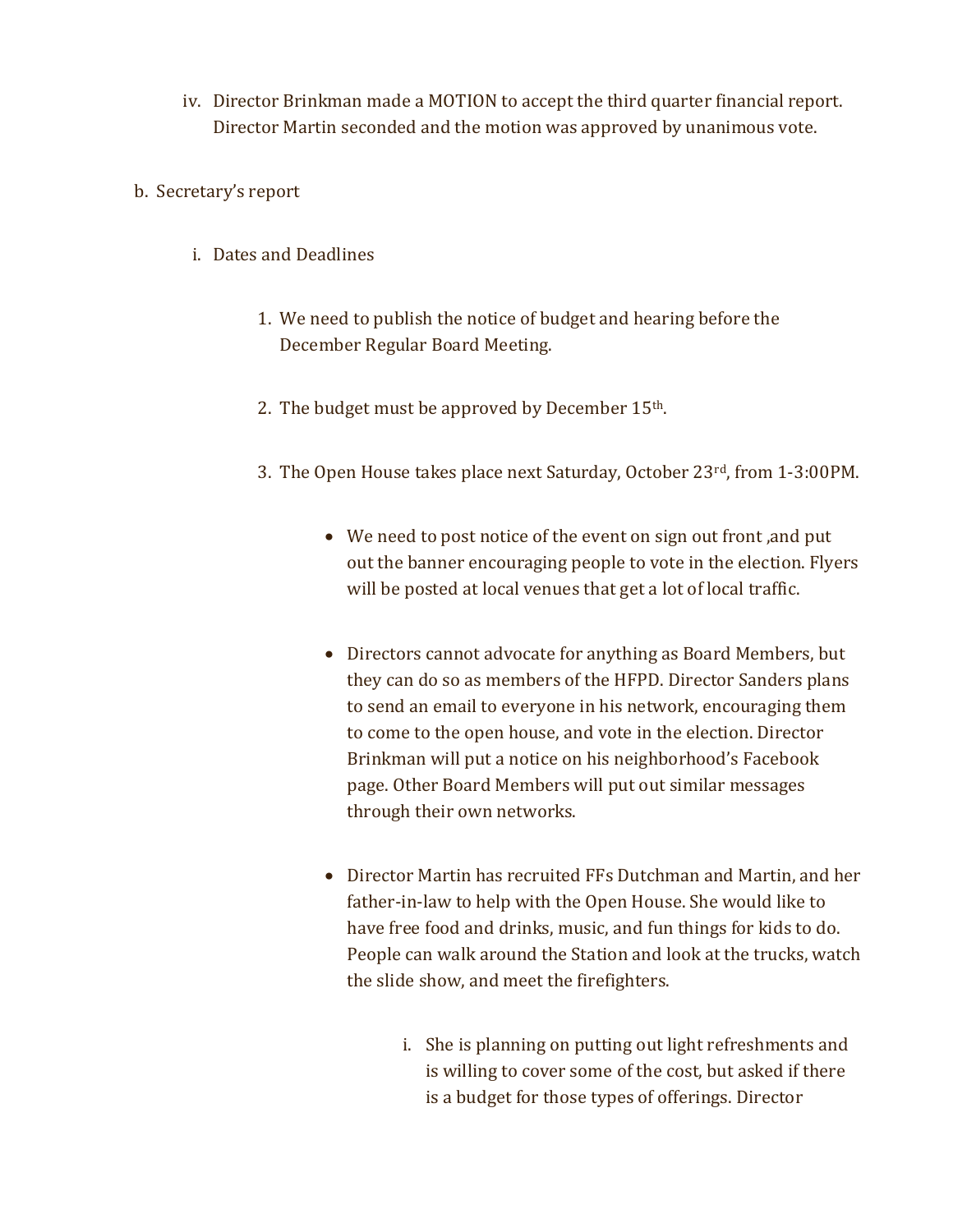iv. Director Brinkman made a MOTION to accept the third quarter financial report. Director Martin seconded and the motion was approved by unanimous vote.

b. Secretary's report

i. Dates and Deadlines

1. We need to publish the notice of budget and hearing before the December Regular Board Meeting.

2. The budget must be approved by December 15th.

3. The Open House takes place next Saturday, October 23rd, from 1-3:00PM.

- We need to post notice of the event on sign out front ,and put out the banner encouraging people to vote in the election. Flyers will be posted at local venues that get a lot of local traffic.

- Directors cannot advocate for anything as Board Members, but they can do so as members of the HFPD. Director Sanders plans to send an email to everyone in his network, encouraging them to come to the open house, and vote in the election. Director Brinkman will put a notice on his neighborhood's Facebook page. Other Board Members will put out similar messages through their own networks.

- Director Martin has recruited FFs Dutchman and Martin, and her father-in-law to help with the Open House. She would like to have free food and drinks, music, and fun things for kids to do. People can walk around the Station and look at the trucks, watch the slide show, and meet the firefighters.

  i. She is planning on putting out light refreshments and is willing to cover some of the cost, but asked if there is a budget for those types of offerings. Director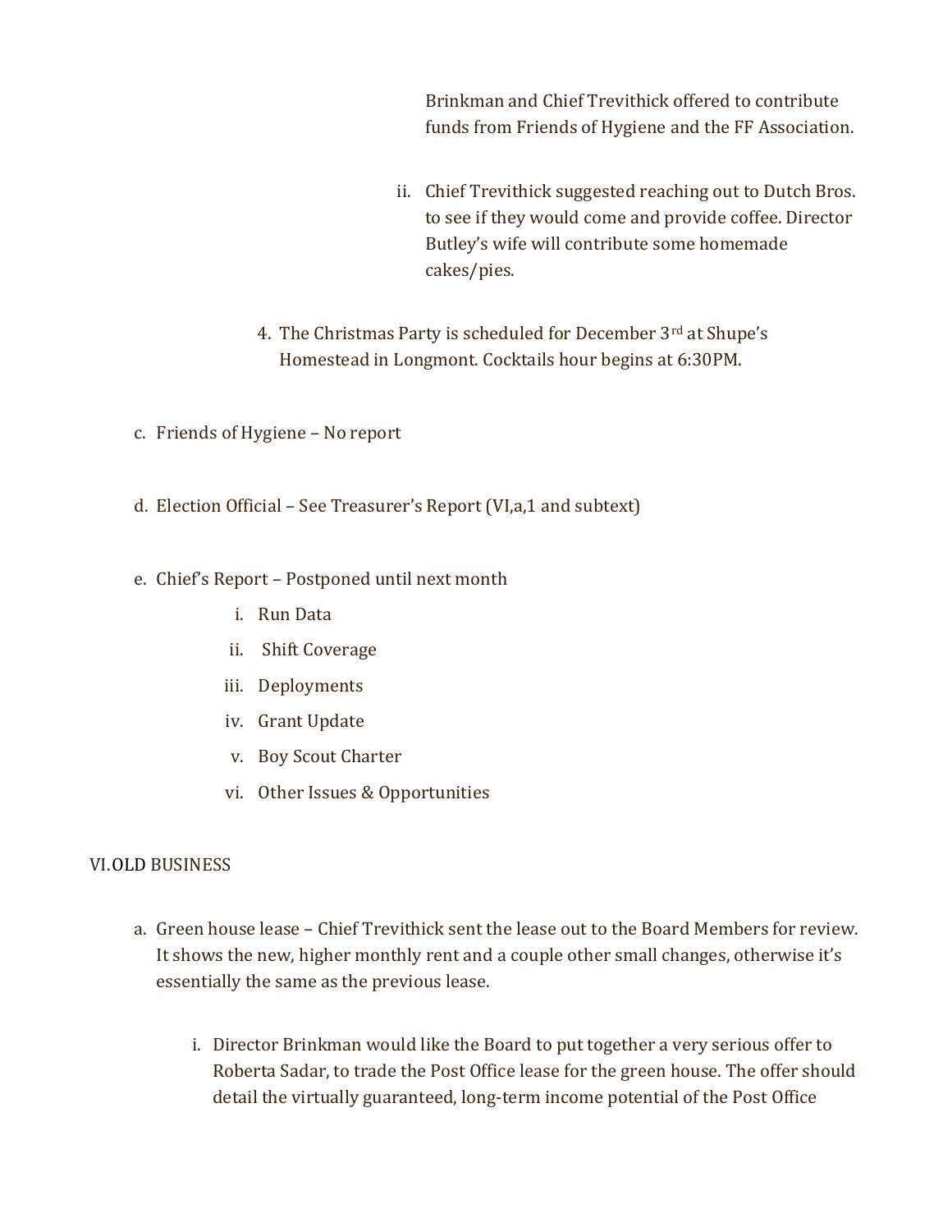Brinkman and Chief Trevithick offered to contribute funds from Friends of Hygiene and the FF Association.

ii. Chief Trevithick suggested reaching out to Dutch Bros. to see if they would come and provide coffee. Director Butley's wife will contribute some homemade cakes/pies.

4. The Christmas Party is scheduled for December 3rd at Shupe's Homestead in Longmont. Cocktails hour begins at 6:30PM.

c. Friends of Hygiene – No report

d. Election Official – See Treasurer's Report (VI,a,1 and subtext)

e. Chief's Report – Postponed until next month

   i. Run Data
   ii. Shift Coverage
   iii. Deployments
   iv. Grant Update
   v. Boy Scout Charter
   vi. Other Issues & Opportunities

VI. OLD BUSINESS

a. Green house lease – Chief Trevithick sent the lease out to the Board Members for review. It shows the new, higher monthly rent and a couple other small changes, otherwise it's essentially the same as the previous lease.

   i. Director Brinkman would like the Board to put together a very serious offer to Roberta Sadar, to trade the Post Office lease for the green house. The offer should detail the virtually guaranteed, long-term income potential of the Post Office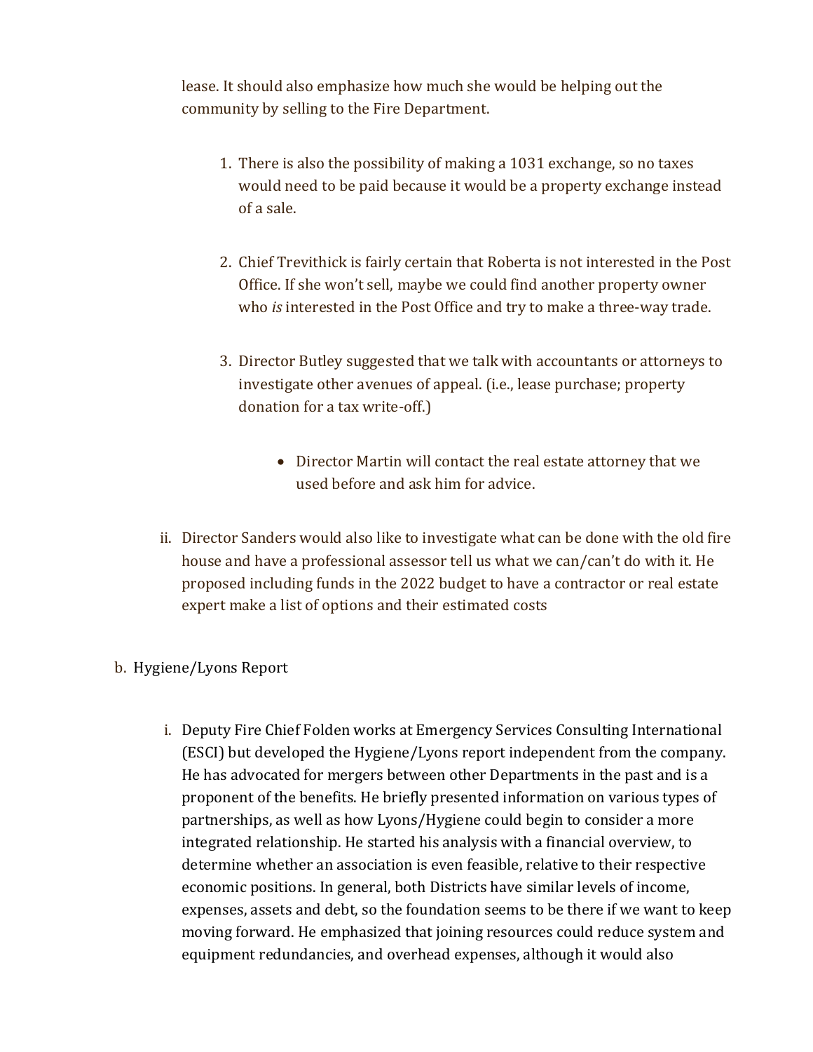lease. It should also emphasize how much she would be helping out the community by selling to the Fire Department.

1. There is also the possibility of making a 1031 exchange, so no taxes would need to be paid because it would be a property exchange instead of a sale.

2. Chief Trevithick is fairly certain that Roberta is not interested in the Post Office. If she won't sell, maybe we could find another property owner who *is* interested in the Post Office and try to make a three-way trade.

3. Director Butley suggested that we talk with accountants or attorneys to investigate other avenues of appeal. (i.e., lease purchase; property donation for a tax write-off.)

    - Director Martin will contact the real estate attorney that we used before and ask him for advice.

ii. Director Sanders would also like to investigate what can be done with the old fire house and have a professional assessor tell us what we can/can't do with it. He proposed including funds in the 2022 budget to have a contractor or real estate expert make a list of options and their estimated costs

b. Hygiene/Lyons Report

i. Deputy Fire Chief Folden works at Emergency Services Consulting International (ESCI) but developed the Hygiene/Lyons report independent from the company. He has advocated for mergers between other Departments in the past and is a proponent of the benefits. He briefly presented information on various types of partnerships, as well as how Lyons/Hygiene could begin to consider a more integrated relationship. He started his analysis with a financial overview, to determine whether an association is even feasible, relative to their respective economic positions. In general, both Districts have similar levels of income, expenses, assets and debt, so the foundation seems to be there if we want to keep moving forward. He emphasized that joining resources could reduce system and equipment redundancies, and overhead expenses, although it would also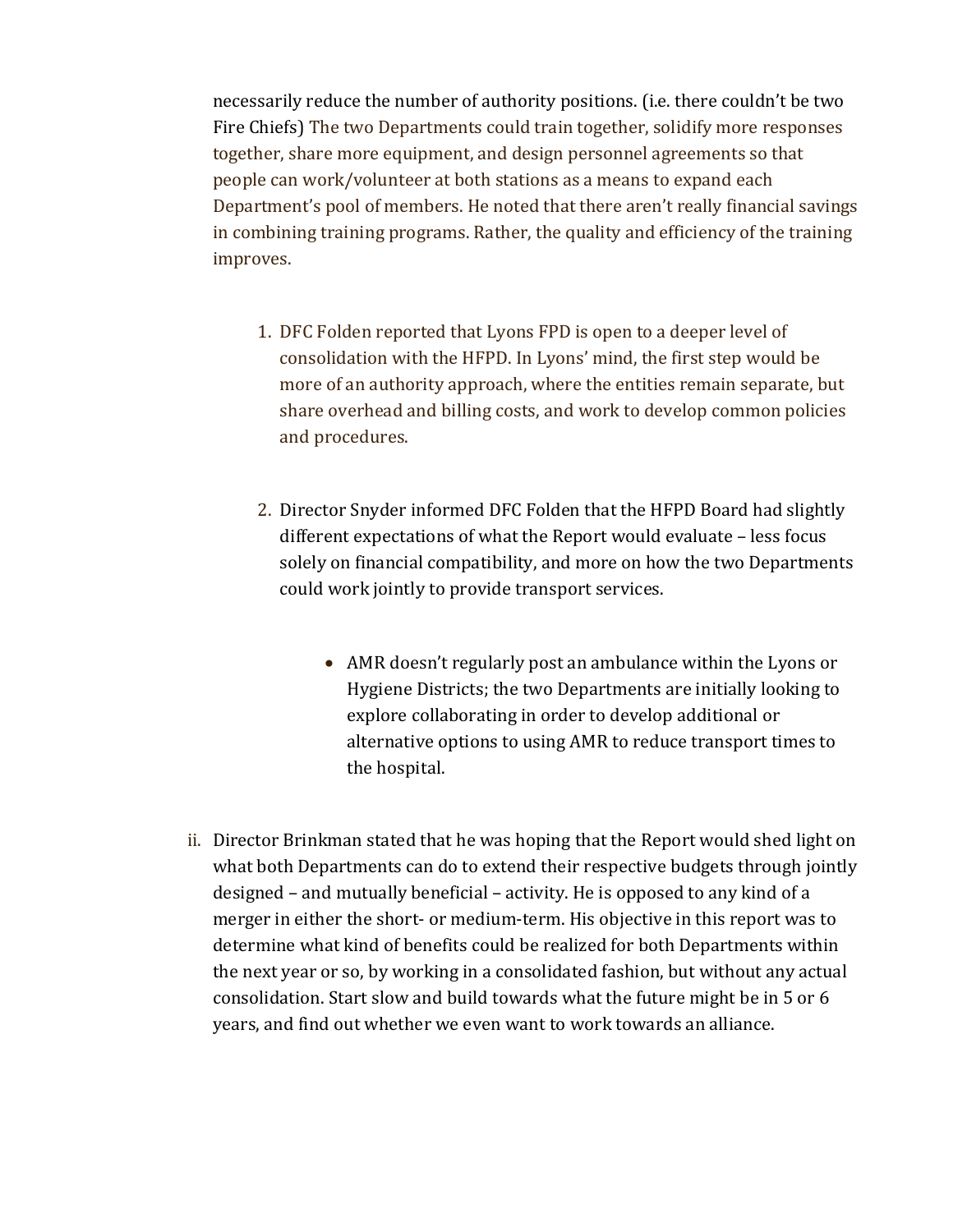necessarily reduce the number of authority positions. (i.e. there couldn't be two Fire Chiefs) The two Departments could train together, solidify more responses together, share more equipment, and design personnel agreements so that people can work/volunteer at both stations as a means to expand each Department's pool of members. He noted that there aren't really financial savings in combining training programs. Rather, the quality and efficiency of the training improves.

1. DFC Folden reported that Lyons FPD is open to a deeper level of consolidation with the HFPD. In Lyons' mind, the first step would be more of an authority approach, where the entities remain separate, but share overhead and billing costs, and work to develop common policies and procedures.

2. Director Snyder informed DFC Folden that the HFPD Board had slightly different expectations of what the Report would evaluate – less focus solely on financial compatibility, and more on how the two Departments could work jointly to provide transport services.

    - AMR doesn't regularly post an ambulance within the Lyons or Hygiene Districts; the two Departments are initially looking to explore collaborating in order to develop additional or alternative options to using AMR to reduce transport times to the hospital.

ii. Director Brinkman stated that he was hoping that the Report would shed light on what both Departments can do to extend their respective budgets through jointly designed – and mutually beneficial – activity. He is opposed to any kind of a merger in either the short- or medium-term. His objective in this report was to determine what kind of benefits could be realized for both Departments within the next year or so, by working in a consolidated fashion, but without any actual consolidation. Start slow and build towards what the future might be in 5 or 6 years, and find out whether we even want to work towards an alliance.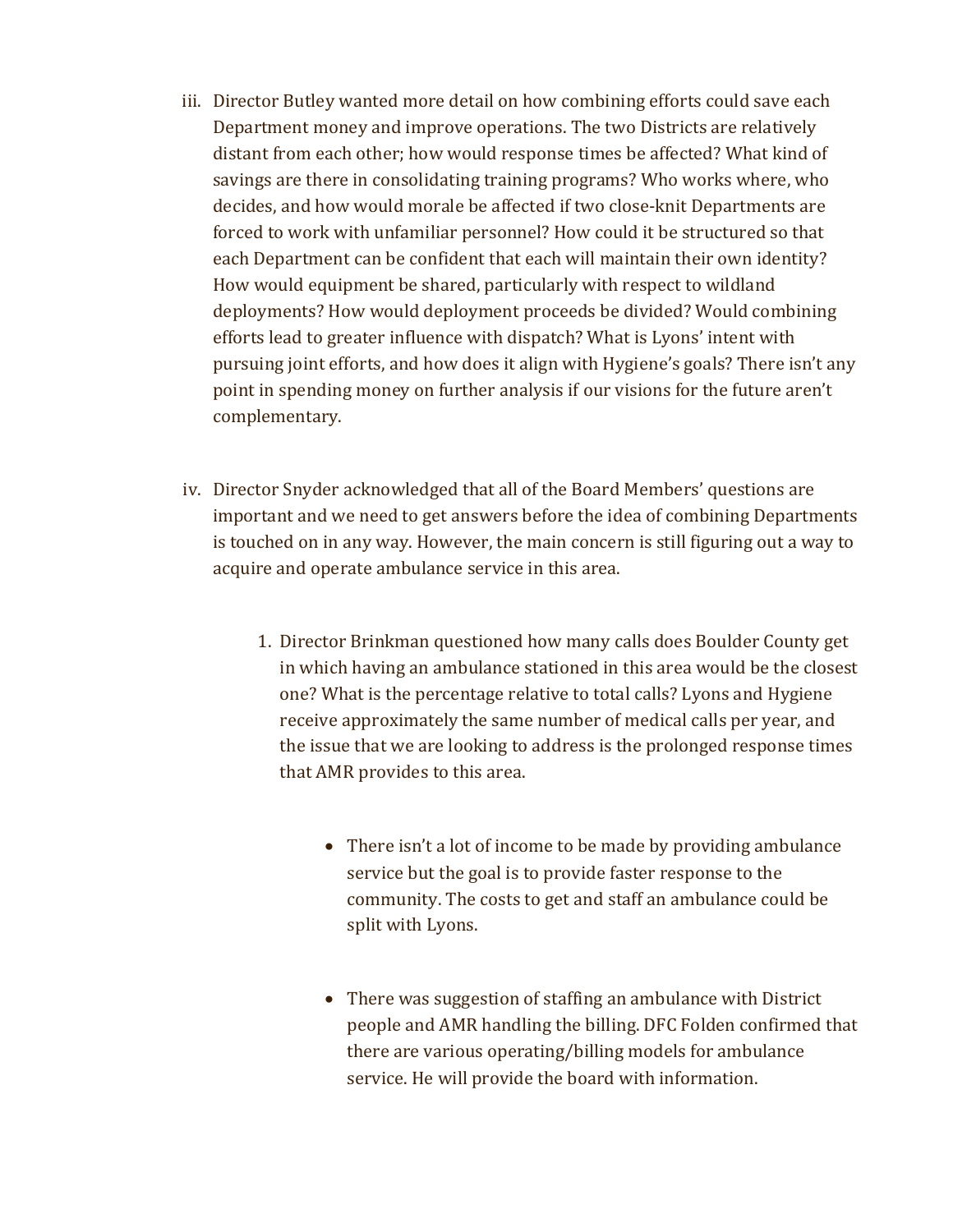iii. Director Butley wanted more detail on how combining efforts could save each Department money and improve operations. The two Districts are relatively distant from each other; how would response times be affected? What kind of savings are there in consolidating training programs? Who works where, who decides, and how would morale be affected if two close-knit Departments are forced to work with unfamiliar personnel? How could it be structured so that each Department can be confident that each will maintain their own identity? How would equipment be shared, particularly with respect to wildland deployments? How would deployment proceeds be divided? Would combining efforts lead to greater influence with dispatch? What is Lyons' intent with pursuing joint efforts, and how does it align with Hygiene's goals? There isn't any point in spending money on further analysis if our visions for the future aren't complementary.

iv. Director Snyder acknowledged that all of the Board Members' questions are important and we need to get answers before the idea of combining Departments is touched on in any way. However, the main concern is still figuring out a way to acquire and operate ambulance service in this area.

   1. Director Brinkman questioned how many calls does Boulder County get in which having an ambulance stationed in this area would be the closest one? What is the percentage relative to total calls? Lyons and Hygiene receive approximately the same number of medical calls per year, and the issue that we are looking to address is the prolonged response times that AMR provides to this area.

      - There isn't a lot of income to be made by providing ambulance service but the goal is to provide faster response to the community. The costs to get and staff an ambulance could be split with Lyons.

      - There was suggestion of staffing an ambulance with District people and AMR handling the billing. DFC Folden confirmed that there are various operating/billing models for ambulance service. He will provide the board with information.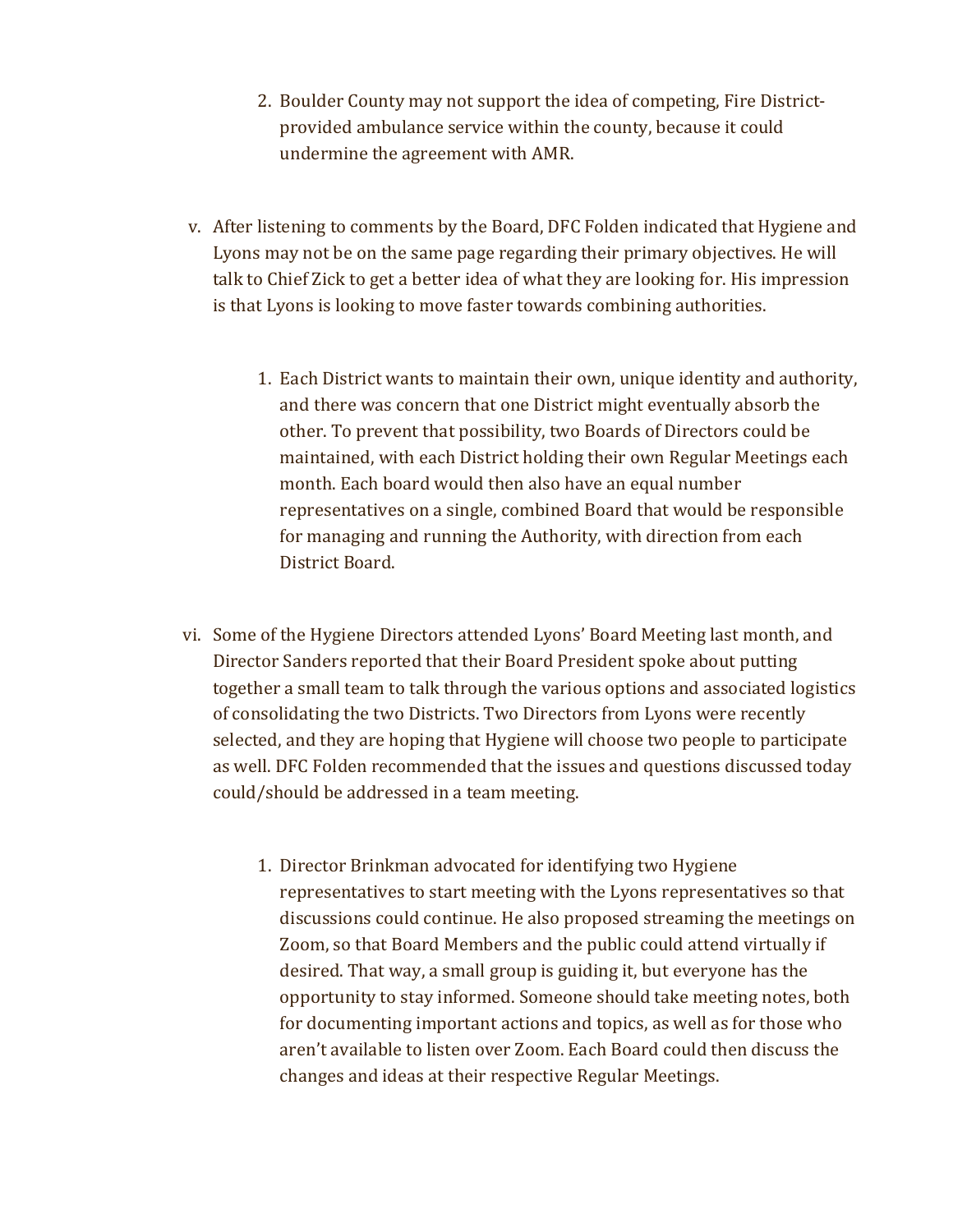2. Boulder County may not support the idea of competing, Fire District-provided ambulance service within the county, because it could undermine the agreement with AMR.

v. After listening to comments by the Board, DFC Folden indicated that Hygiene and Lyons may not be on the same page regarding their primary objectives. He will talk to Chief Zick to get a better idea of what they are looking for. His impression is that Lyons is looking to move faster towards combining authorities.

   1. Each District wants to maintain their own, unique identity and authority, and there was concern that one District might eventually absorb the other. To prevent that possibility, two Boards of Directors could be maintained, with each District holding their own Regular Meetings each month. Each board would then also have an equal number representatives on a single, combined Board that would be responsible for managing and running the Authority, with direction from each District Board.

vi. Some of the Hygiene Directors attended Lyons' Board Meeting last month, and Director Sanders reported that their Board President spoke about putting together a small team to talk through the various options and associated logistics of consolidating the two Districts. Two Directors from Lyons were recently selected, and they are hoping that Hygiene will choose two people to participate as well. DFC Folden recommended that the issues and questions discussed today could/should be addressed in a team meeting.

   1. Director Brinkman advocated for identifying two Hygiene representatives to start meeting with the Lyons representatives so that discussions could continue. He also proposed streaming the meetings on Zoom, so that Board Members and the public could attend virtually if desired. That way, a small group is guiding it, but everyone has the opportunity to stay informed. Someone should take meeting notes, both for documenting important actions and topics, as well as for those who aren't available to listen over Zoom. Each Board could then discuss the changes and ideas at their respective Regular Meetings.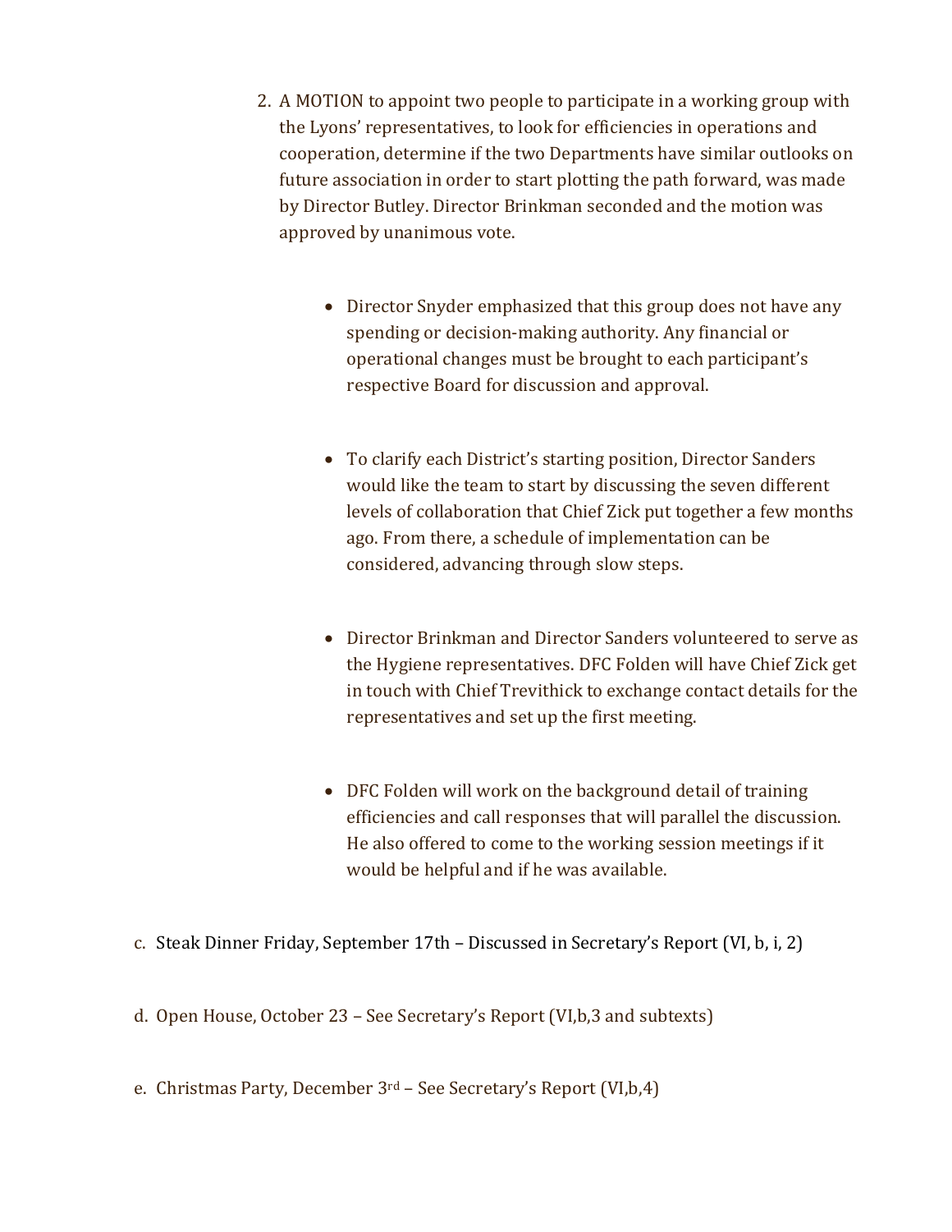2. A MOTION to appoint two people to participate in a working group with the Lyons' representatives, to look for efficiencies in operations and cooperation, determine if the two Departments have similar outlooks on future association in order to start plotting the path forward, was made by Director Butley. Director Brinkman seconded and the motion was approved by unanimous vote.

    - Director Snyder emphasized that this group does not have any spending or decision-making authority. Any financial or operational changes must be brought to each participant's respective Board for discussion and approval.

    - To clarify each District's starting position, Director Sanders would like the team to start by discussing the seven different levels of collaboration that Chief Zick put together a few months ago. From there, a schedule of implementation can be considered, advancing through slow steps.

    - Director Brinkman and Director Sanders volunteered to serve as the Hygiene representatives. DFC Folden will have Chief Zick get in touch with Chief Trevithick to exchange contact details for the representatives and set up the first meeting.

    - DFC Folden will work on the background detail of training efficiencies and call responses that will parallel the discussion. He also offered to come to the working session meetings if it would be helpful and if he was available.

c. Steak Dinner Friday, September 17th – Discussed in Secretary's Report (VI, b, i, 2)

d. Open House, October 23 – See Secretary's Report (VI,b,3 and subtexts)

e. Christmas Party, December 3rd – See Secretary's Report (VI,b,4)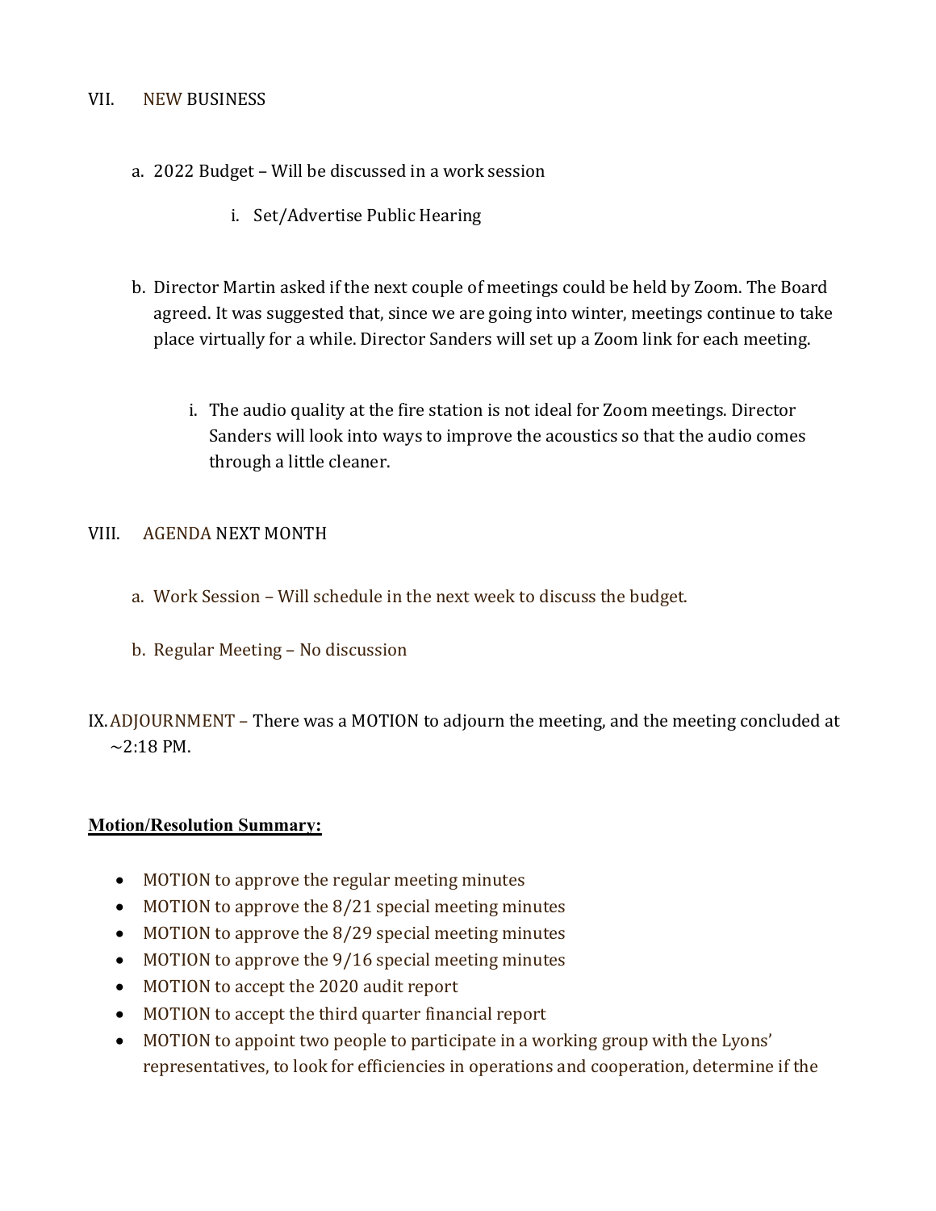VII. NEW BUSINESS

a. 2022 Budget – Will be discussed in a work session

   i. Set/Advertise Public Hearing

b. Director Martin asked if the next couple of meetings could be held by Zoom. The Board agreed. It was suggested that, since we are going into winter, meetings continue to take place virtually for a while. Director Sanders will set up a Zoom link for each meeting.

   i. The audio quality at the fire station is not ideal for Zoom meetings. Director Sanders will look into ways to improve the acoustics so that the audio comes through a little cleaner.

VIII. AGENDA NEXT MONTH

a. Work Session – Will schedule in the next week to discuss the budget.

b. Regular Meeting – No discussion

IX. ADJOURNMENT – There was a MOTION to adjourn the meeting, and the meeting concluded at ~2:18 PM.

**Motion/Resolution Summary:**

- MOTION to approve the regular meeting minutes
- MOTION to approve the 8/21 special meeting minutes
- MOTION to approve the 8/29 special meeting minutes
- MOTION to approve the 9/16 special meeting minutes
- MOTION to accept the 2020 audit report
- MOTION to accept the third quarter financial report
- MOTION to appoint two people to participate in a working group with the Lyons' representatives, to look for efficiencies in operations and cooperation, determine if the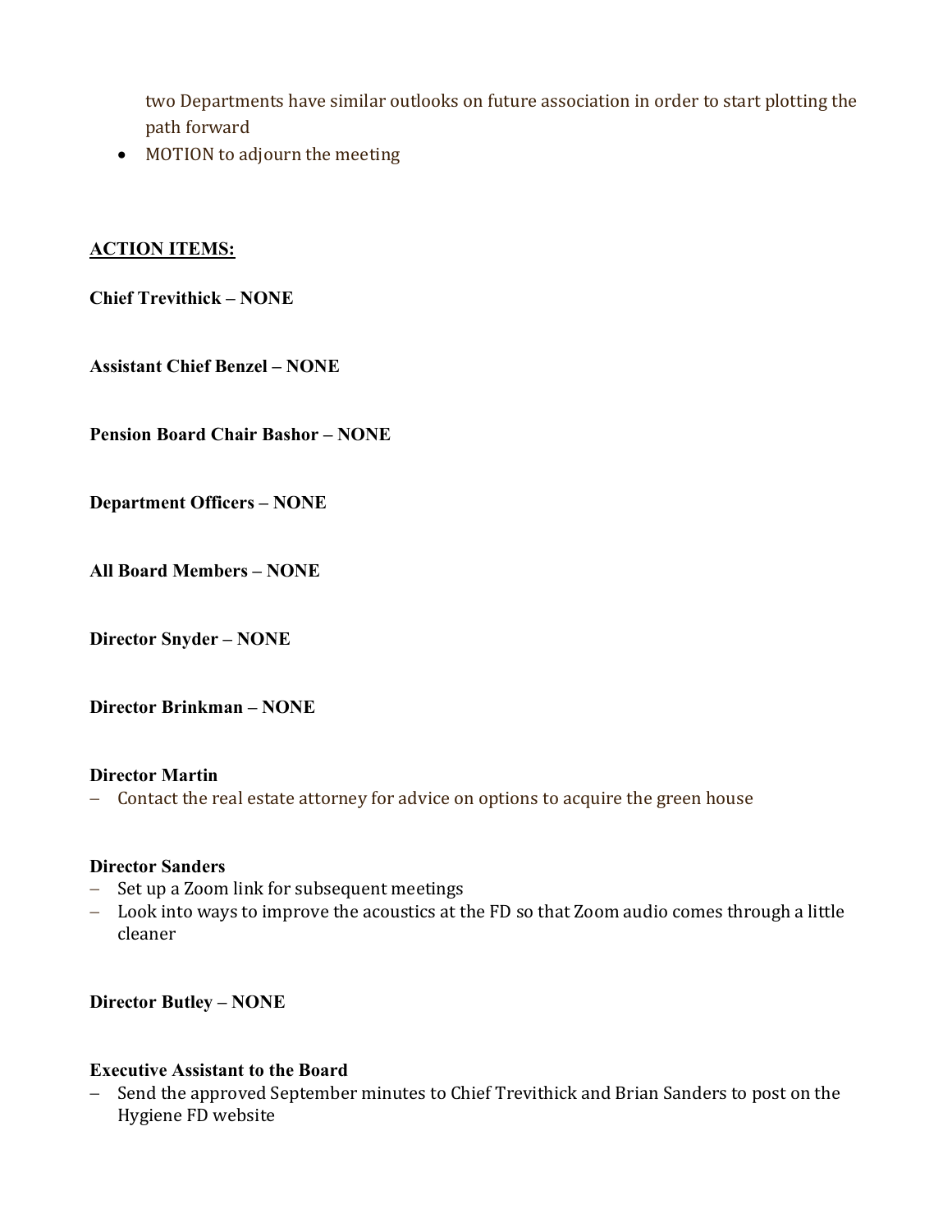two Departments have similar outlooks on future association in order to start plotting the path forward

- MOTION to adjourn the meeting

**ACTION ITEMS:**

**Chief Trevithick – NONE**

**Assistant Chief Benzel – NONE**

**Pension Board Chair Bashor – NONE**

**Department Officers – NONE**

**All Board Members – NONE**

**Director Snyder – NONE**

**Director Brinkman – NONE**

**Director Martin**

- Contact the real estate attorney for advice on options to acquire the green house

**Director Sanders**

- Set up a Zoom link for subsequent meetings
- Look into ways to improve the acoustics at the FD so that Zoom audio comes through a little cleaner

**Director Butley – NONE**

**Executive Assistant to the Board**

- Send the approved September minutes to Chief Trevithick and Brian Sanders to post on the Hygiene FD website